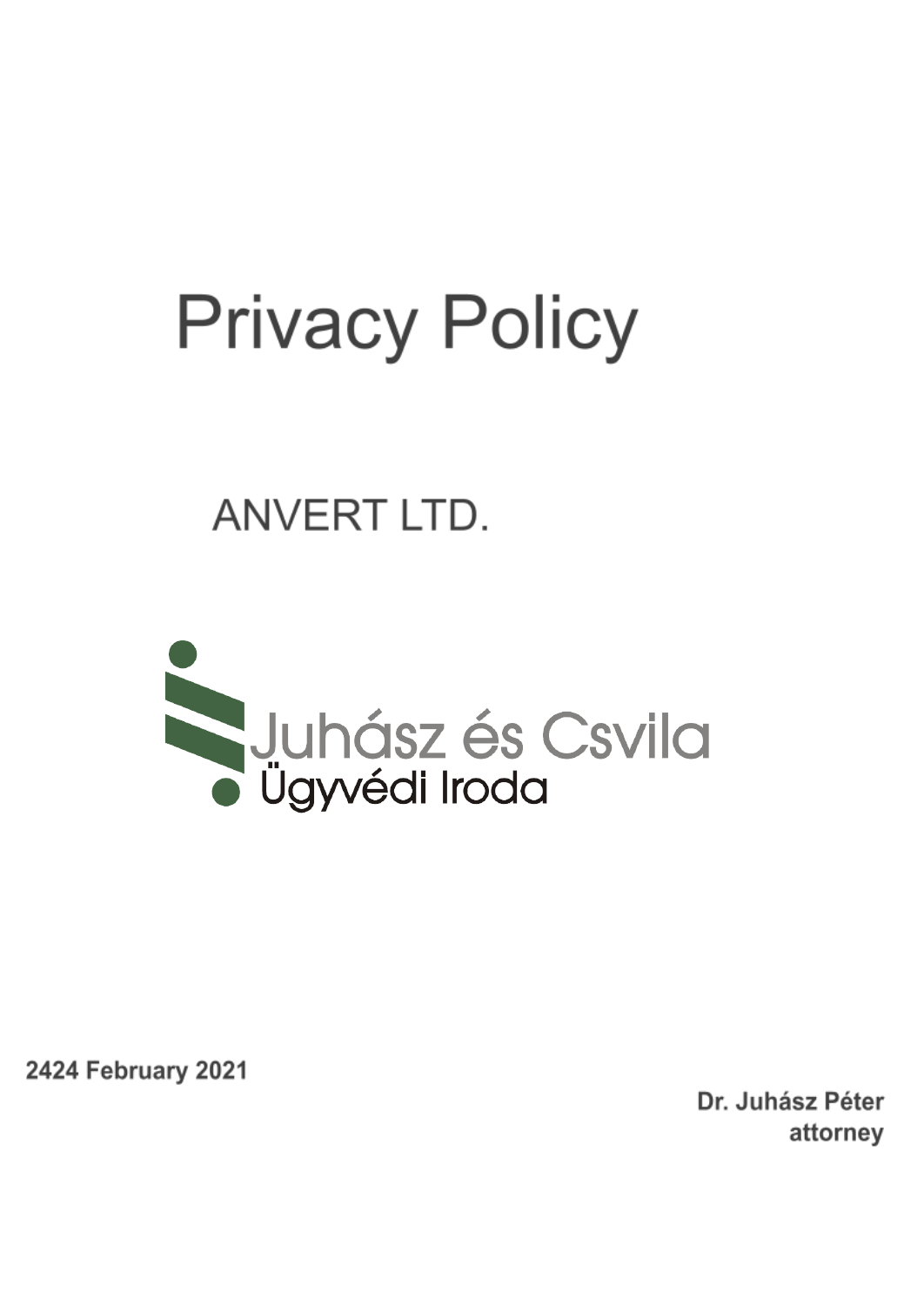# Privacy Policy

ANVERT LTD.

Juhász és Csvila
Ügyvédi Iroda

2424 February 2021

Dr. Juhász Péter
attorney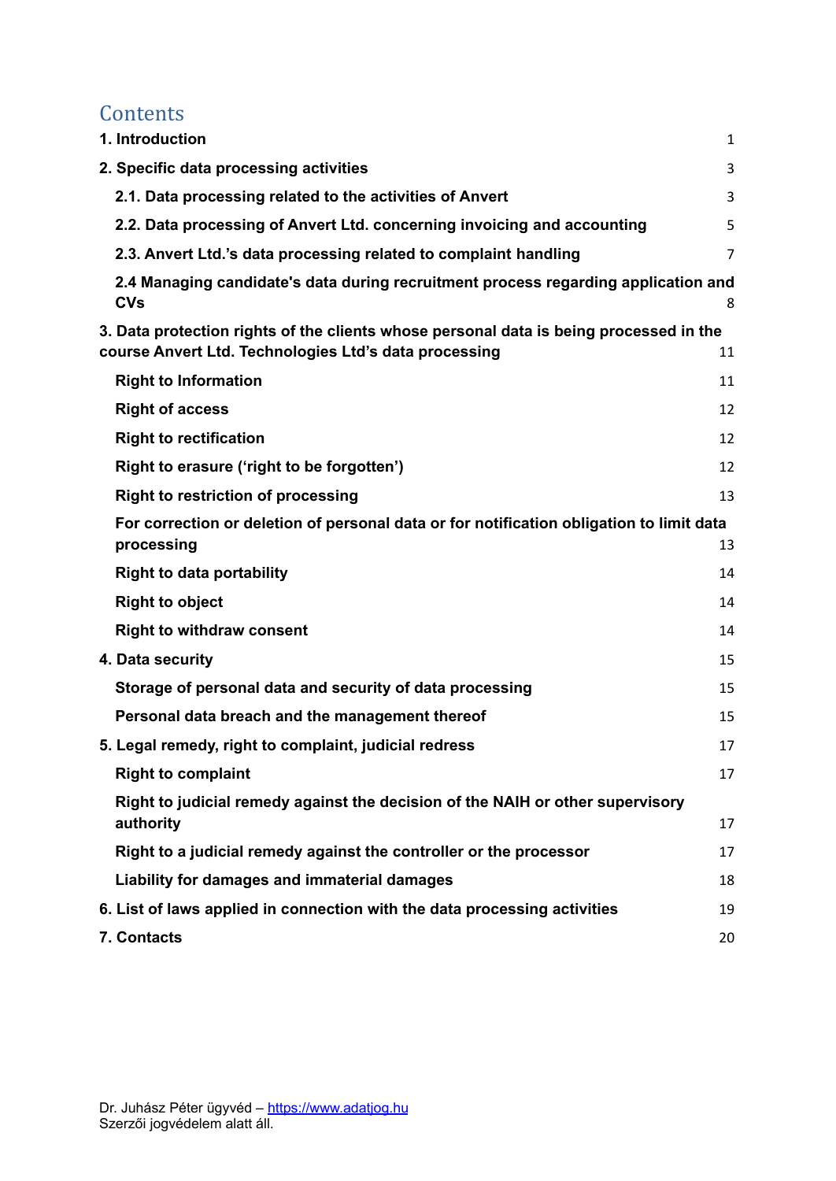# Contents

| | |
|---|---|
| **1. Introduction** | 1 |
| **2. Specific data processing activities** | 3 |
| **2.1. Data processing related to the activities of Anvert** | 3 |
| **2.2. Data processing of Anvert Ltd. concerning invoicing and accounting** | 5 |
| **2.3. Anvert Ltd.'s data processing related to complaint handling** | 7 |
| **2.4 Managing candidate's data during recruitment process regarding application and CVs** | 8 |
| **3. Data protection rights of the clients whose personal data is being processed in the course Anvert Ltd. Technologies Ltd's data processing** | 11 |
| **Right to Information** | 11 |
| **Right of access** | 12 |
| **Right to rectification** | 12 |
| **Right to erasure ('right to be forgotten')** | 12 |
| **Right to restriction of processing** | 13 |
| **For correction or deletion of personal data or for notification obligation to limit data processing** | 13 |
| **Right to data portability** | 14 |
| **Right to object** | 14 |
| **Right to withdraw consent** | 14 |
| **4. Data security** | 15 |
| **Storage of personal data and security of data processing** | 15 |
| **Personal data breach and the management thereof** | 15 |
| **5. Legal remedy, right to complaint, judicial redress** | 17 |
| **Right to complaint** | 17 |
| **Right to judicial remedy against the decision of the NAIH or other supervisory authority** | 17 |
| **Right to a judicial remedy against the controller or the processor** | 17 |
| **Liability for damages and immaterial damages** | 18 |
| **6. List of laws applied in connection with the data processing activities** | 19 |
| **7. Contacts** | 20 |

Dr. Juhász Péter ügyvéd – https://www.adatjog.hu
Szerzői jogvédelem alatt áll.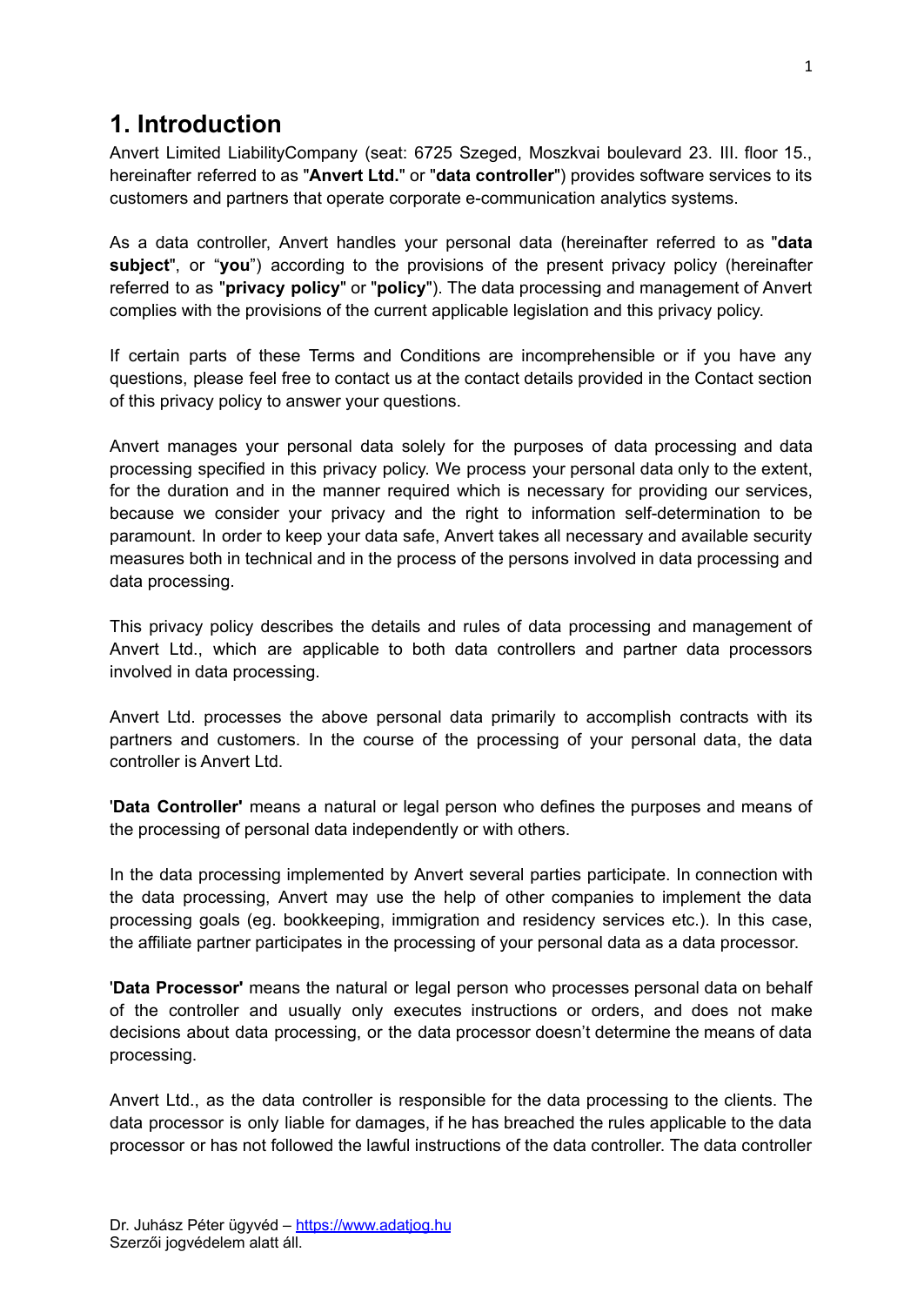# 1. Introduction

Anvert Limited LiabilityCompany (seat: 6725 Szeged, Moszkvai boulevard 23. III. floor 15., hereinafter referred to as "**Anvert Ltd.**" or "**data controller**") provides software services to its customers and partners that operate corporate e-communication analytics systems.

As a data controller, Anvert handles your personal data (hereinafter referred to as "**data subject**", or “**you**”) according to the provisions of the present privacy policy (hereinafter referred to as "**privacy policy**" or "**policy**"). The data processing and management of Anvert complies with the provisions of the current applicable legislation and this privacy policy.

If certain parts of these Terms and Conditions are incomprehensible or if you have any questions, please feel free to contact us at the contact details provided in the Contact section of this privacy policy to answer your questions.

Anvert manages your personal data solely for the purposes of data processing and data processing specified in this privacy policy. We process your personal data only to the extent, for the duration and in the manner required which is necessary for providing our services, because we consider your privacy and the right to information self-determination to be paramount. In order to keep your data safe, Anvert takes all necessary and available security measures both in technical and in the process of the persons involved in data processing and data processing.

This privacy policy describes the details and rules of data processing and management of Anvert Ltd., which are applicable to both data controllers and partner data processors involved in data processing.

Anvert Ltd. processes the above personal data primarily to accomplish contracts with its partners and customers. In the course of the processing of your personal data, the data controller is Anvert Ltd.

'**Data Controller'** means a natural or legal person who defines the purposes and means of the processing of personal data independently or with others.

In the data processing implemented by Anvert several parties participate. In connection with the data processing, Anvert may use the help of other companies to implement the data processing goals (eg. bookkeeping, immigration and residency services etc.). In this case, the affiliate partner participates in the processing of your personal data as a data processor.

'**Data Processor'** means the natural or legal person who processes personal data on behalf of the controller and usually only executes instructions or orders, and does not make decisions about data processing, or the data processor doesn’t determine the means of data processing.

Anvert Ltd., as the data controller is responsible for the data processing to the clients. The data processor is only liable for damages, if he has breached the rules applicable to the data processor or has not followed the lawful instructions of the data controller. The data controller

Dr. Juhász Péter ügyvéd – https://www.adatjog.hu
Szerzői jogvédelem alatt áll.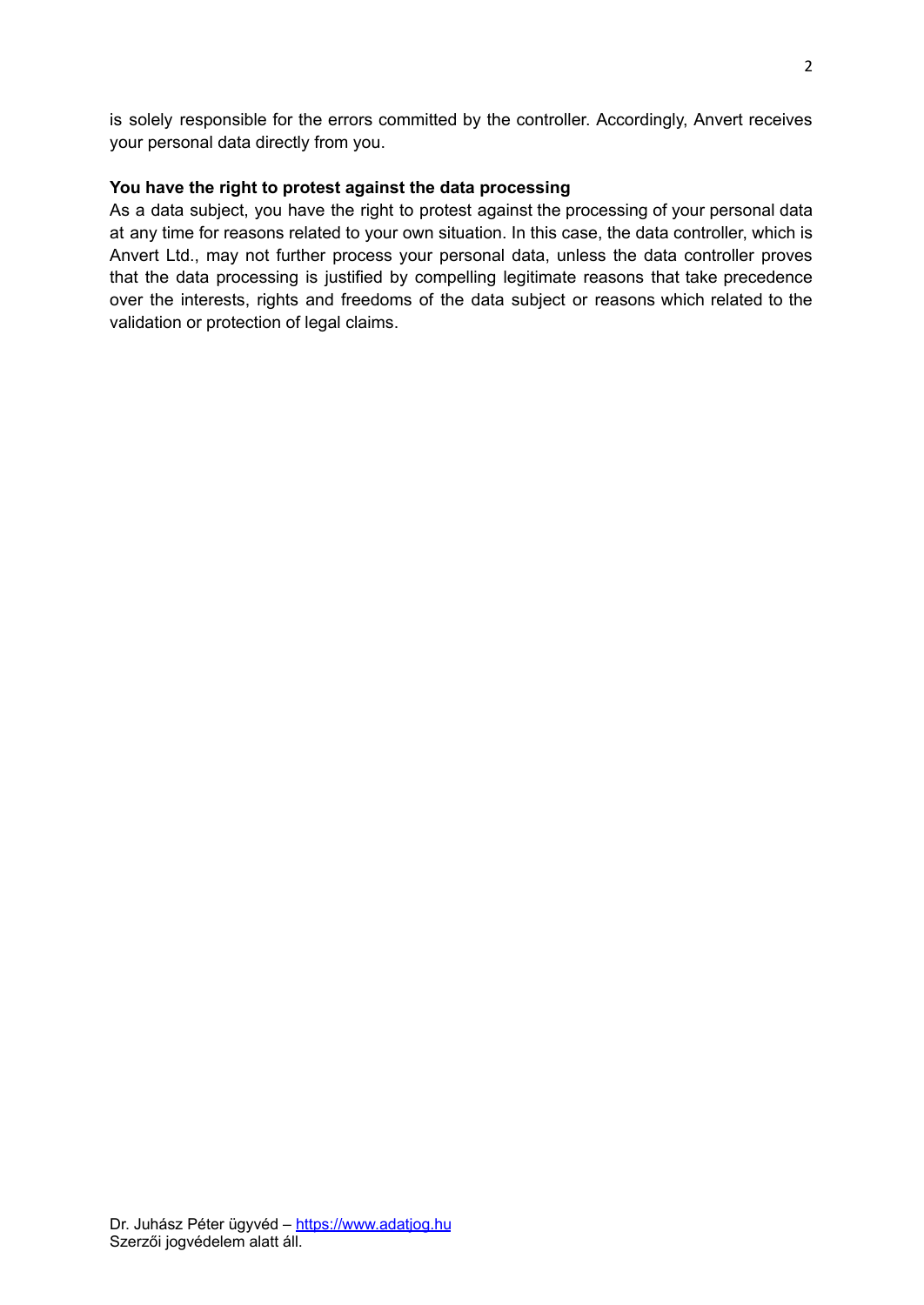is solely responsible for the errors committed by the controller. Accordingly, Anvert receives your personal data directly from you.

**You have the right to protest against the data processing**

As a data subject, you have the right to protest against the processing of your personal data at any time for reasons related to your own situation. In this case, the data controller, which is Anvert Ltd., may not further process your personal data, unless the data controller proves that the data processing is justified by compelling legitimate reasons that take precedence over the interests, rights and freedoms of the data subject or reasons which related to the validation or protection of legal claims.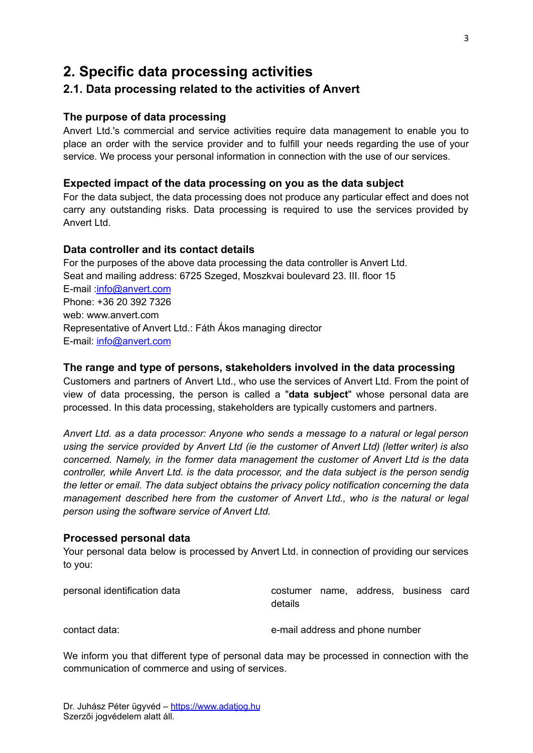# 2. Specific data processing activities

## 2.1. Data processing related to the activities of Anvert

### The purpose of data processing

Anvert Ltd.'s commercial and service activities require data management to enable you to place an order with the service provider and to fulfill your needs regarding the use of your service. We process your personal information in connection with the use of our services.

### Expected impact of the data processing on you as the data subject

For the data subject, the data processing does not produce any particular effect and does not carry any outstanding risks. Data processing is required to use the services provided by Anvert Ltd.

### Data controller and its contact details

For the purposes of the above data processing the data controller is Anvert Ltd.
Seat and mailing address: 6725 Szeged, Moszkvai boulevard 23. III. floor 15
E-mail :info@anvert.com
Phone: +36 20 392 7326
web: www.anvert.com
Representative of Anvert Ltd.: Fáth Ákos managing director
E-mail: info@anvert.com

### The range and type of persons, stakeholders involved in the data processing

Customers and partners of Anvert Ltd., who use the services of Anvert Ltd. From the point of view of data processing, the person is called a "**data subject**" whose personal data are processed. In this data processing, stakeholders are typically customers and partners.

*Anvert Ltd. as a data processor: Anyone who sends a message to a natural or legal person using the service provided by Anvert Ltd (ie the customer of Anvert Ltd) (letter writer) is also concerned. Namely, in the former data management the customer of Anvert Ltd is the data controller, while Anvert Ltd. is the data processor, and the data subject is the person sendig the letter or email. The data subject obtains the privacy policy notification concerning the data management described here from the customer of Anvert Ltd., who is the natural or legal person using the software service of Anvert Ltd.*

### Processed personal data

Your personal data below is processed by Anvert Ltd. in connection of providing our services to you:

| | |
|---|---|
| personal identification data | costumer name, address, business card details |
| contact data: | e-mail address and phone number |

We inform you that different type of personal data may be processed in connection with the communication of commerce and using of services.

Dr. Juhász Péter ügyvéd – https://www.adatjog.hu
Szerzői jogvédelem alatt áll.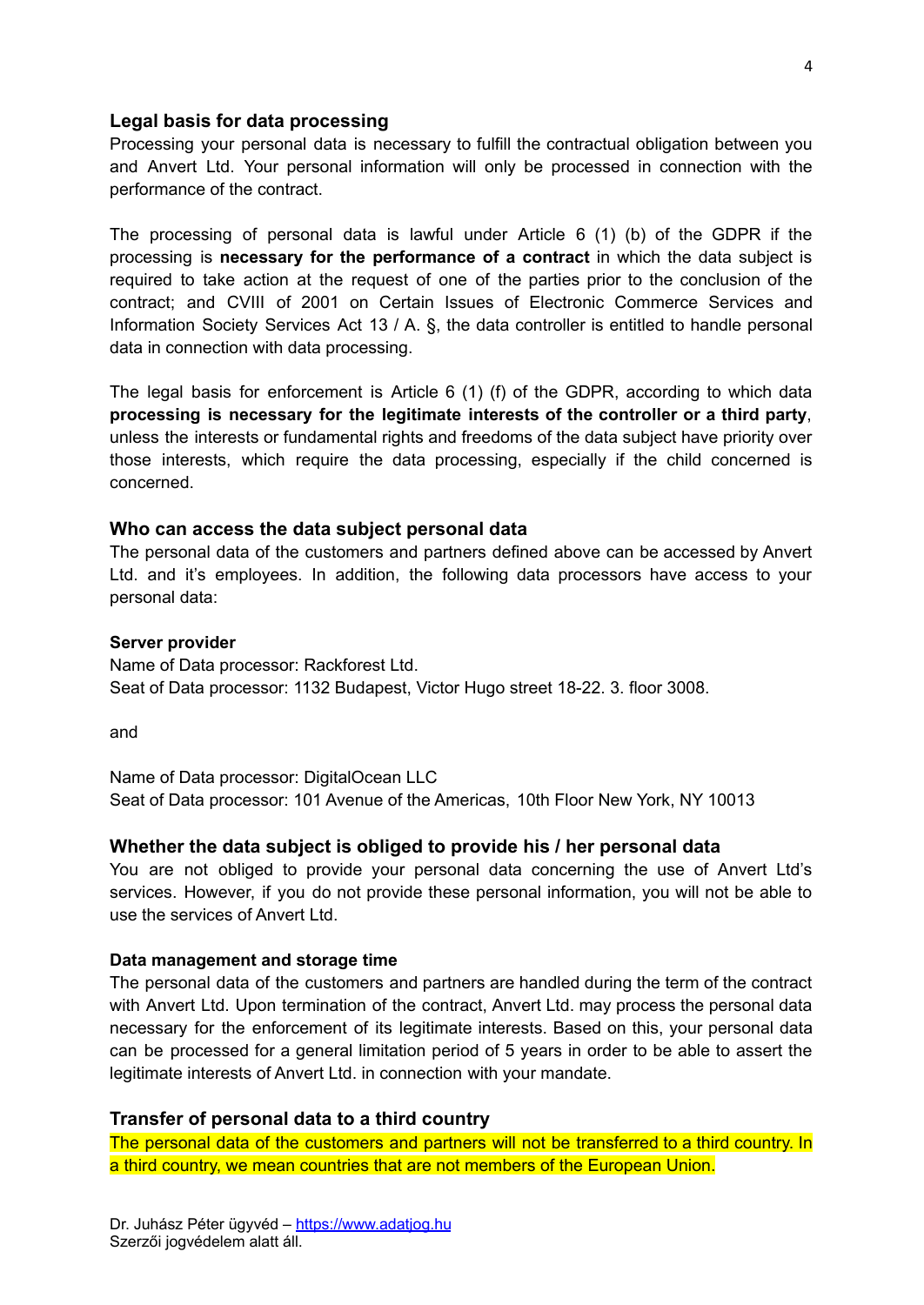## Legal basis for data processing

Processing your personal data is necessary to fulfill the contractual obligation between you and Anvert Ltd. Your personal information will only be processed in connection with the performance of the contract.

The processing of personal data is lawful under Article 6 (1) (b) of the GDPR if the processing is **necessary for the performance of a contract** in which the data subject is required to take action at the request of one of the parties prior to the conclusion of the contract; and CVIII of 2001 on Certain Issues of Electronic Commerce Services and Information Society Services Act 13 / A. §, the data controller is entitled to handle personal data in connection with data processing.

The legal basis for enforcement is Article 6 (1) (f) of the GDPR, according to which data **processing is necessary for the legitimate interests of the controller or a third party**, unless the interests or fundamental rights and freedoms of the data subject have priority over those interests, which require the data processing, especially if the child concerned is concerned.

## Who can access the data subject personal data

The personal data of the customers and partners defined above can be accessed by Anvert Ltd. and it's employees. In addition, the following data processors have access to your personal data:

#### Server provider

Name of Data processor: Rackforest Ltd.
Seat of Data processor: 1132 Budapest, Victor Hugo street 18-22. 3. floor 3008.

and

Name of Data processor: DigitalOcean LLC
Seat of Data processor: 101 Avenue of the Americas, 10th Floor New York, NY 10013

## Whether the data subject is obliged to provide his / her personal data

You are not obliged to provide your personal data concerning the use of Anvert Ltd's services. However, if you do not provide these personal information, you will not be able to use the services of Anvert Ltd.

#### Data management and storage time

The personal data of the customers and partners are handled during the term of the contract with Anvert Ltd. Upon termination of the contract, Anvert Ltd. may process the personal data necessary for the enforcement of its legitimate interests. Based on this, your personal data can be processed for a general limitation period of 5 years in order to be able to assert the legitimate interests of Anvert Ltd. in connection with your mandate.

## Transfer of personal data to a third country

The personal data of the customers and partners will not be transferred to a third country. In a third country, we mean countries that are not members of the European Union.

Dr. Juhász Péter ügyvéd – https://www.adatjog.hu
Szerzői jogvédelem alatt áll.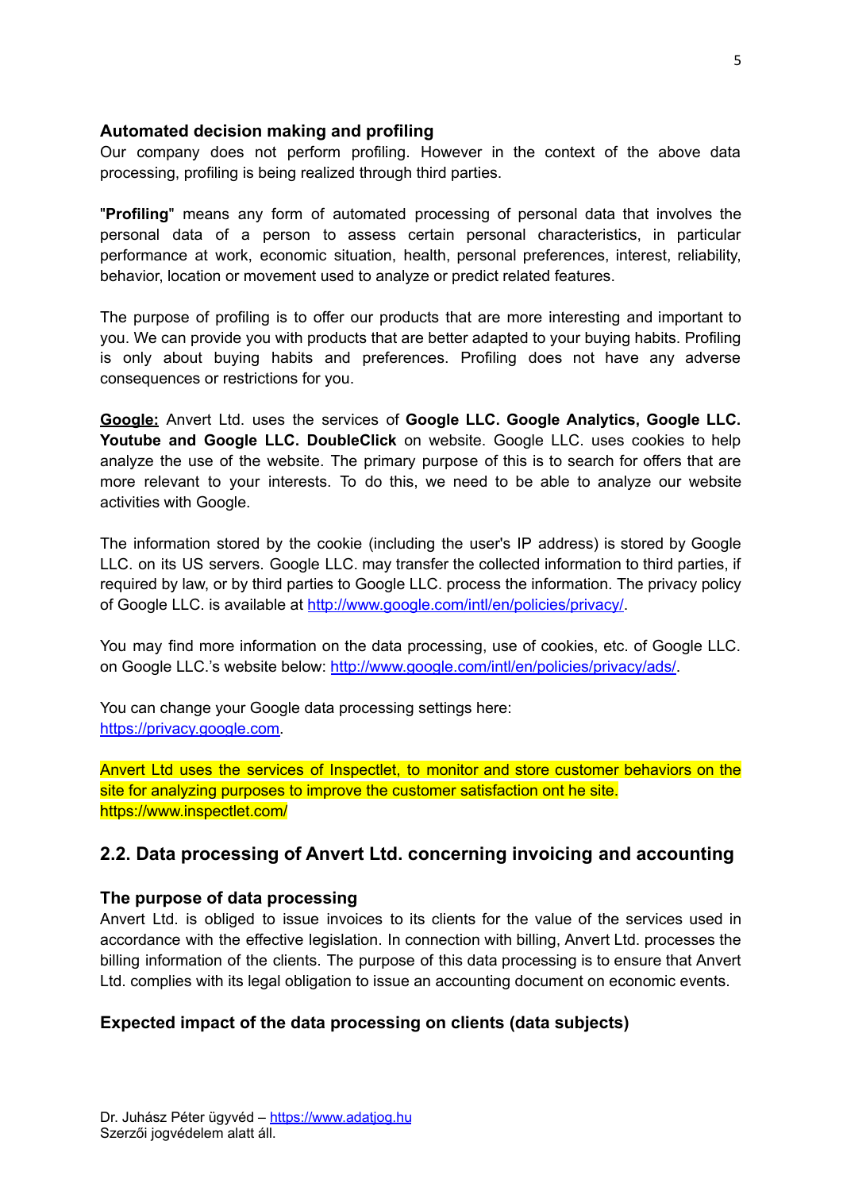### Automated decision making and profiling

Our company does not perform profiling. However in the context of the above data processing, profiling is being realized through third parties.

"**Profiling**" means any form of automated processing of personal data that involves the personal data of a person to assess certain personal characteristics, in particular performance at work, economic situation, health, personal preferences, interest, reliability, behavior, location or movement used to analyze or predict related features.

The purpose of profiling is to offer our products that are more interesting and important to you. We can provide you with products that are better adapted to your buying habits. Profiling is only about buying habits and preferences. Profiling does not have any adverse consequences or restrictions for you.

**Google:** Anvert Ltd. uses the services of **Google LLC. Google Analytics, Google LLC. Youtube and Google LLC. DoubleClick** on website. Google LLC. uses cookies to help analyze the use of the website. The primary purpose of this is to search for offers that are more relevant to your interests. To do this, we need to be able to analyze our website activities with Google.

The information stored by the cookie (including the user's IP address) is stored by Google LLC. on its US servers. Google LLC. may transfer the collected information to third parties, if required by law, or by third parties to Google LLC. process the information. The privacy policy of Google LLC. is available at http://www.google.com/intl/en/policies/privacy/.

You may find more information on the data processing, use of cookies, etc. of Google LLC. on Google LLC.'s website below: http://www.google.com/intl/en/policies/privacy/ads/.

You can change your Google data processing settings here: https://privacy.google.com.

Anvert Ltd uses the services of Inspectlet, to monitor and store customer behaviors on the site for analyzing purposes to improve the customer satisfaction ont he site. https://www.inspectlet.com/

## 2.2. Data processing of Anvert Ltd. concerning invoicing and accounting

### The purpose of data processing

Anvert Ltd. is obliged to issue invoices to its clients for the value of the services used in accordance with the effective legislation. In connection with billing, Anvert Ltd. processes the billing information of the clients. The purpose of this data processing is to ensure that Anvert Ltd. complies with its legal obligation to issue an accounting document on economic events.

### Expected impact of the data processing on clients (data subjects)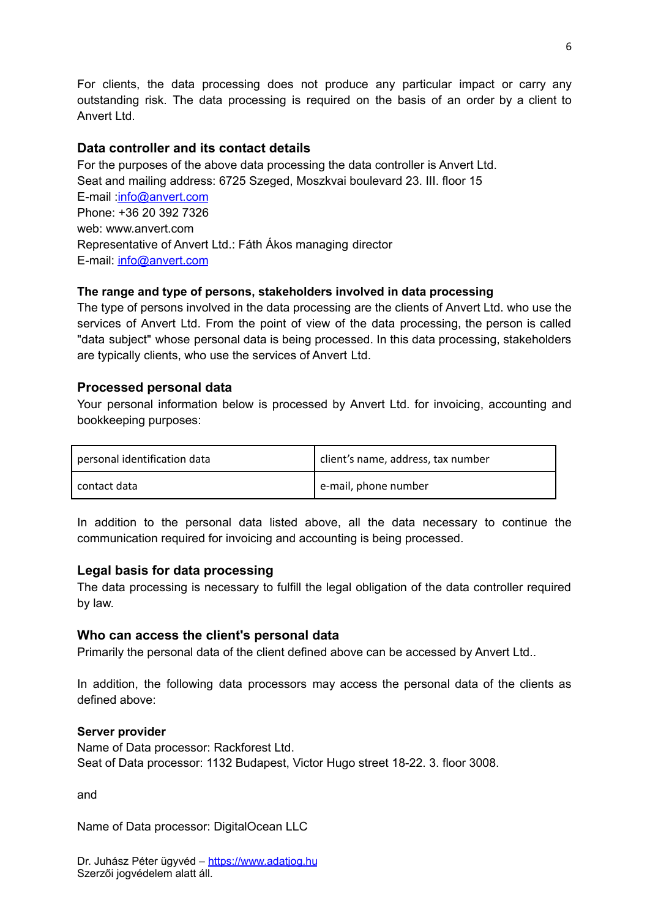For clients, the data processing does not produce any particular impact or carry any outstanding risk. The data processing is required on the basis of an order by a client to Anvert Ltd.

## Data controller and its contact details

For the purposes of the above data processing the data controller is Anvert Ltd.
Seat and mailing address: 6725 Szeged, Moszkvai boulevard 23. III. floor 15
E-mail :info@anvert.com
Phone: +36 20 392 7326
web: www.anvert.com
Representative of Anvert Ltd.: Fáth Ákos managing director
E-mail: info@anvert.com

### The range and type of persons, stakeholders involved in data processing

The type of persons involved in the data processing are the clients of Anvert Ltd. who use the services of Anvert Ltd. From the point of view of the data processing, the person is called "data subject" whose personal data is being processed. In this data processing, stakeholders are typically clients, who use the services of Anvert Ltd.

## Processed personal data

Your personal information below is processed by Anvert Ltd. for invoicing, accounting and bookkeeping purposes:

| | |
|---|---|
| personal identification data | client's name, address, tax number |
| contact data | e-mail, phone number |

In addition to the personal data listed above, all the data necessary to continue the communication required for invoicing and accounting is being processed.

## Legal basis for data processing

The data processing is necessary to fulfill the legal obligation of the data controller required by law.

## Who can access the client's personal data

Primarily the personal data of the client defined above can be accessed by Anvert Ltd..

In addition, the following data processors may access the personal data of the clients as defined above:

**Server provider**
Name of Data processor: Rackforest Ltd.
Seat of Data processor: 1132 Budapest, Victor Hugo street 18-22. 3. floor 3008.

and

Name of Data processor: DigitalOcean LLC

Dr. Juhász Péter ügyvéd – https://www.adatjog.hu
Szerzői jogvédelem alatt áll.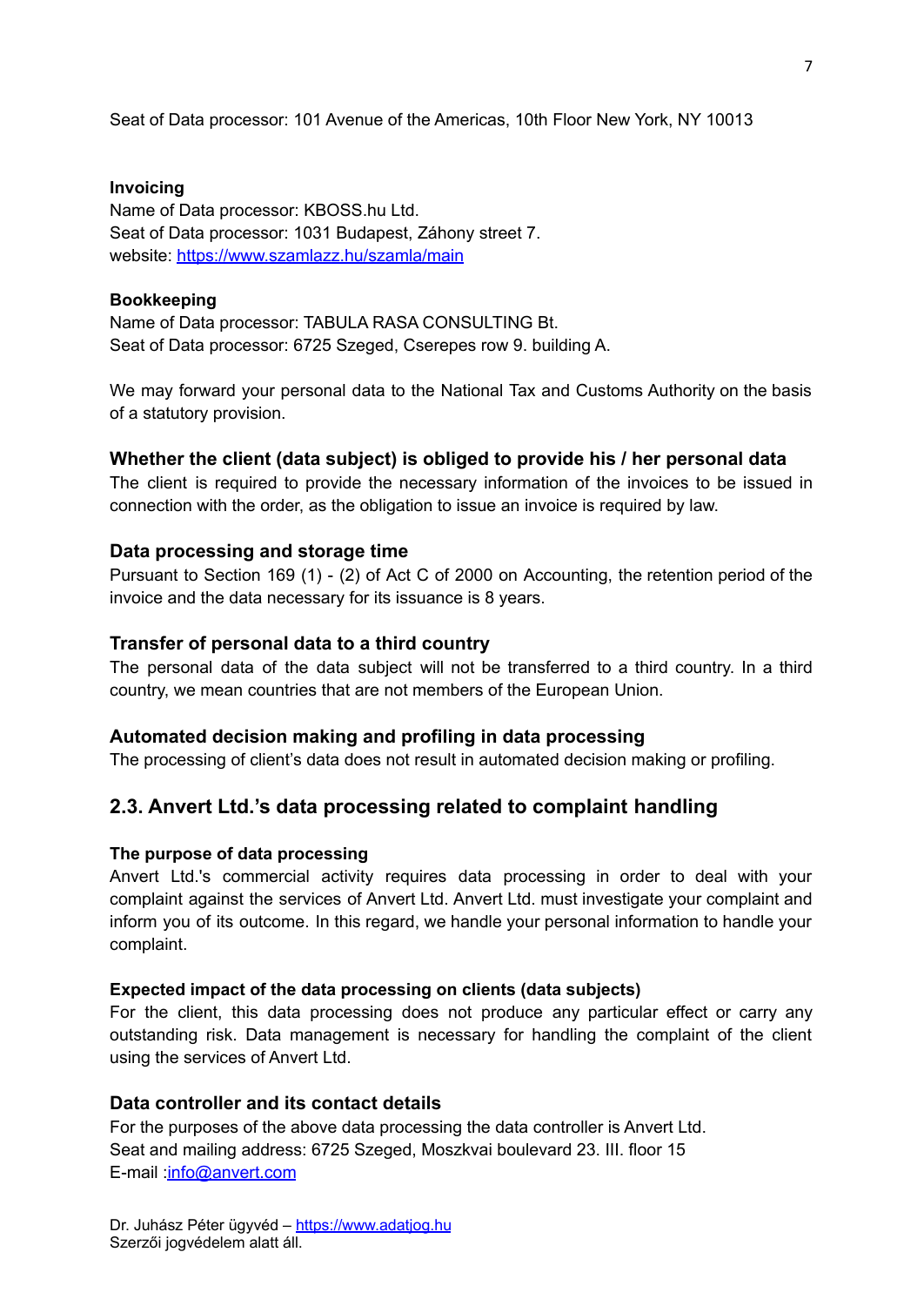Seat of Data processor: 101 Avenue of the Americas, 10th Floor New York, NY 10013

**Invoicing**
Name of Data processor: KBOSS.hu Ltd.
Seat of Data processor: 1031 Budapest, Záhony street 7.
website: https://www.szamlazz.hu/szamla/main

**Bookkeeping**
Name of Data processor: TABULA RASA CONSULTING Bt.
Seat of Data processor: 6725 Szeged, Cserepes row 9. building A.

We may forward your personal data to the National Tax and Customs Authority on the basis of a statutory provision.

### Whether the client (data subject) is obliged to provide his / her personal data

The client is required to provide the necessary information of the invoices to be issued in connection with the order, as the obligation to issue an invoice is required by law.

### Data processing and storage time

Pursuant to Section 169 (1) - (2) of Act C of 2000 on Accounting, the retention period of the invoice and the data necessary for its issuance is 8 years.

### Transfer of personal data to a third country

The personal data of the data subject will not be transferred to a third country. In a third country, we mean countries that are not members of the European Union.

### Automated decision making and profiling in data processing

The processing of client's data does not result in automated decision making or profiling.

## 2.3. Anvert Ltd.'s data processing related to complaint handling

**The purpose of data processing**
Anvert Ltd.'s commercial activity requires data processing in order to deal with your complaint against the services of Anvert Ltd. Anvert Ltd. must investigate your complaint and inform you of its outcome. In this regard, we handle your personal information to handle your complaint.

**Expected impact of the data processing on clients (data subjects)**
For the client, this data processing does not produce any particular effect or carry any outstanding risk. Data management is necessary for handling the complaint of the client using the services of Anvert Ltd.

### Data controller and its contact details

For the purposes of the above data processing the data controller is Anvert Ltd.
Seat and mailing address: 6725 Szeged, Moszkvai boulevard 23. III. floor 15
E-mail :info@anvert.com

Dr. Juhász Péter ügyvéd – https://www.adatjog.hu
Szerzői jogvédelem alatt áll.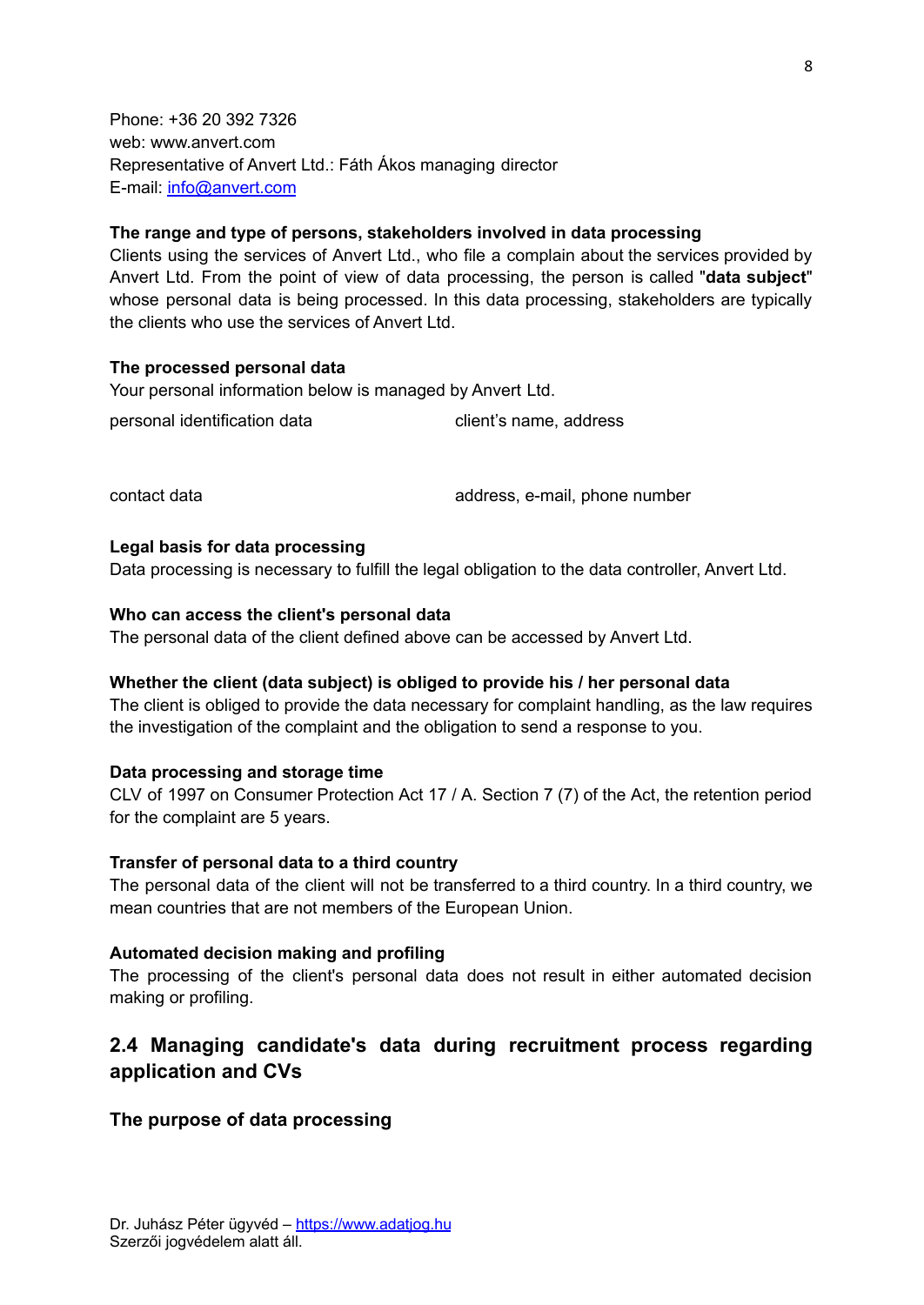Phone: +36 20 392 7326
web: www.anvert.com
Representative of Anvert Ltd.: Fáth Ákos managing director
E-mail: info@anvert.com

**The range and type of persons, stakeholders involved in data processing**

Clients using the services of Anvert Ltd., who file a complain about the services provided by Anvert Ltd. From the point of view of data processing, the person is called "**data subject**" whose personal data is being processed. In this data processing, stakeholders are typically the clients who use the services of Anvert Ltd.

**The processed personal data**

Your personal information below is managed by Anvert Ltd.

| | |
|---|---|
| personal identification data | client's name, address |
| contact data | address, e-mail, phone number |

**Legal basis for data processing**

Data processing is necessary to fulfill the legal obligation to the data controller, Anvert Ltd.

**Who can access the client's personal data**

The personal data of the client defined above can be accessed by Anvert Ltd.

**Whether the client (data subject) is obliged to provide his / her personal data**

The client is obliged to provide the data necessary for complaint handling, as the law requires the investigation of the complaint and the obligation to send a response to you.

**Data processing and storage time**

CLV of 1997 on Consumer Protection Act 17 / A. Section 7 (7) of the Act, the retention period for the complaint are 5 years.

**Transfer of personal data to a third country**

The personal data of the client will not be transferred to a third country. In a third country, we mean countries that are not members of the European Union.

**Automated decision making and profiling**

The processing of the client's personal data does not result in either automated decision making or profiling.

## 2.4 Managing candidate's data during recruitment process regarding application and CVs

### The purpose of data processing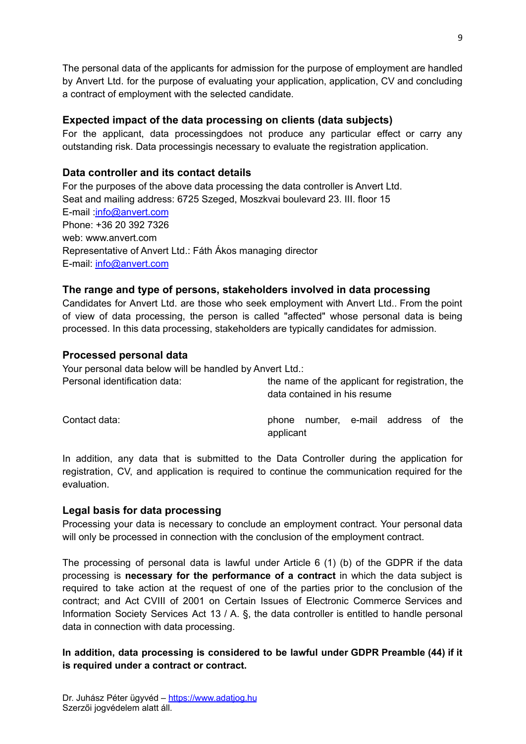The personal data of the applicants for admission for the purpose of employment are handled by Anvert Ltd. for the purpose of evaluating your application, application, CV and concluding a contract of employment with the selected candidate.

### Expected impact of the data processing on clients (data subjects)

For the applicant, data processingdoes not produce any particular effect or carry any outstanding risk. Data processingis necessary to evaluate the registration application.

### Data controller and its contact details

For the purposes of the above data processing the data controller is Anvert Ltd.
Seat and mailing address: 6725 Szeged, Moszkvai boulevard 23. III. floor 15
E-mail :info@anvert.com
Phone: +36 20 392 7326
web: www.anvert.com
Representative of Anvert Ltd.: Fáth Ákos managing director
E-mail: info@anvert.com

### The range and type of persons, stakeholders involved in data processing

Candidates for Anvert Ltd. are those who seek employment with Anvert Ltd.. From the point of view of data processing, the person is called "affected" whose personal data is being processed. In this data processing, stakeholders are typically candidates for admission.

### Processed personal data

Your personal data below will be handled by Anvert Ltd.:

| | |
|---|---|
| Personal identification data: | the name of the applicant for registration, the data contained in his resume |
| Contact data: | phone number, e-mail address of the applicant |

In addition, any data that is submitted to the Data Controller during the application for registration, CV, and application is required to continue the communication required for the evaluation.

### Legal basis for data processing

Processing your data is necessary to conclude an employment contract. Your personal data will only be processed in connection with the conclusion of the employment contract.

The processing of personal data is lawful under Article 6 (1) (b) of the GDPR if the data processing is **necessary for the performance of a contract** in which the data subject is required to take action at the request of one of the parties prior to the conclusion of the contract; and Act CVIII of 2001 on Certain Issues of Electronic Commerce Services and Information Society Services Act 13 / A. §, the data controller is entitled to handle personal data in connection with data processing.

**In addition, data processing is considered to be lawful under GDPR Preamble (44) if it is required under a contract or contract.**

Dr. Juhász Péter ügyvéd – https://www.adatjog.hu
Szerzői jogvédelem alatt áll.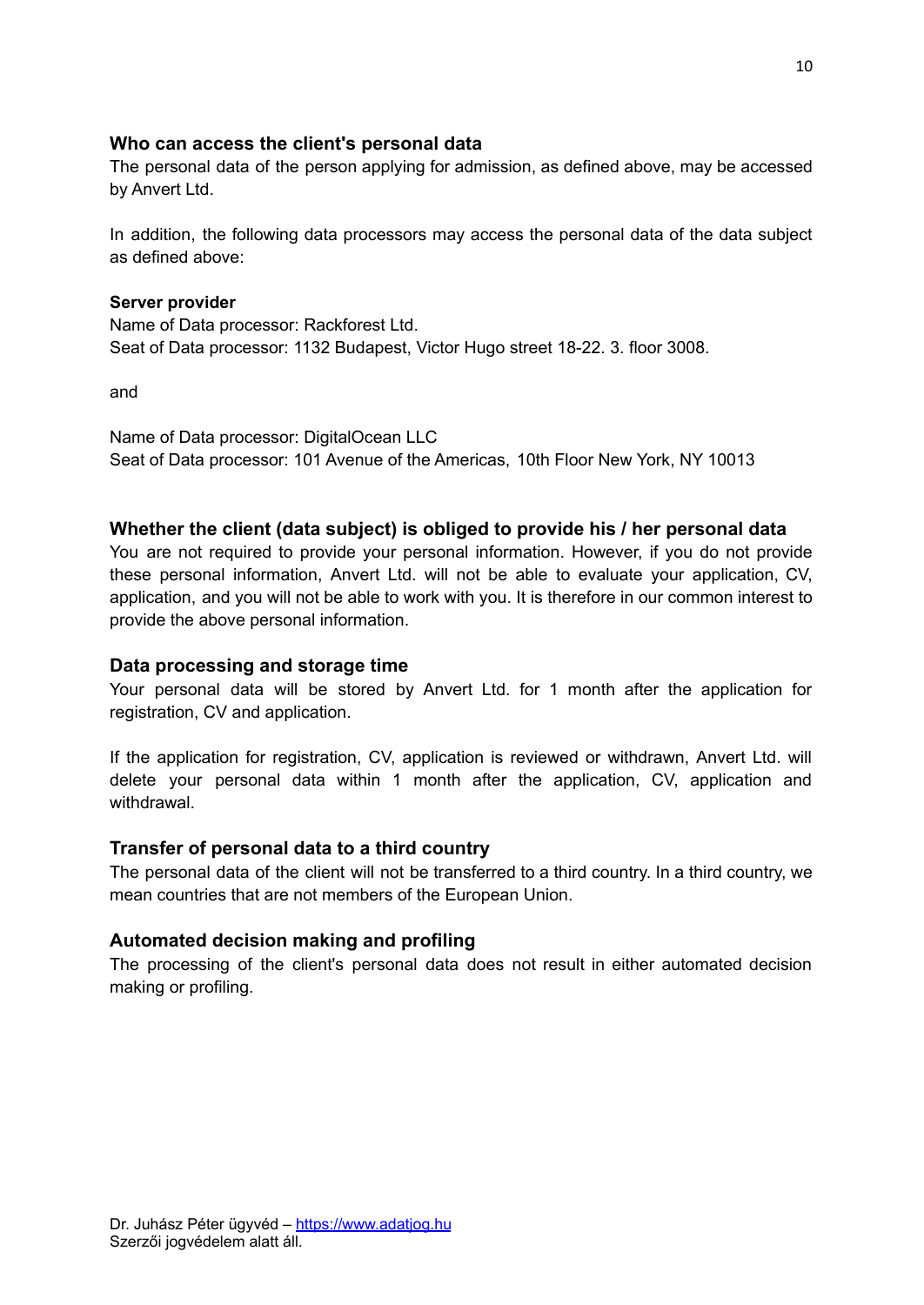### Who can access the client's personal data

The personal data of the person applying for admission, as defined above, may be accessed by Anvert Ltd.

In addition, the following data processors may access the personal data of the data subject as defined above:

**Server provider**

Name of Data processor: Rackforest Ltd.
Seat of Data processor: 1132 Budapest, Victor Hugo street 18-22. 3. floor 3008.

and

Name of Data processor: DigitalOcean LLC
Seat of Data processor: 101 Avenue of the Americas, 10th Floor New York, NY 10013

### Whether the client (data subject) is obliged to provide his / her personal data

You are not required to provide your personal information. However, if you do not provide these personal information, Anvert Ltd. will not be able to evaluate your application, CV, application, and you will not be able to work with you. It is therefore in our common interest to provide the above personal information.

### Data processing and storage time

Your personal data will be stored by Anvert Ltd. for 1 month after the application for registration, CV and application.

If the application for registration, CV, application is reviewed or withdrawn, Anvert Ltd. will delete your personal data within 1 month after the application, CV, application and withdrawal.

### Transfer of personal data to a third country

The personal data of the client will not be transferred to a third country. In a third country, we mean countries that are not members of the European Union.

### Automated decision making and profiling

The processing of the client's personal data does not result in either automated decision making or profiling.

Dr. Juhász Péter ügyvéd – https://www.adatjog.hu
Szerzői jogvédelem alatt áll.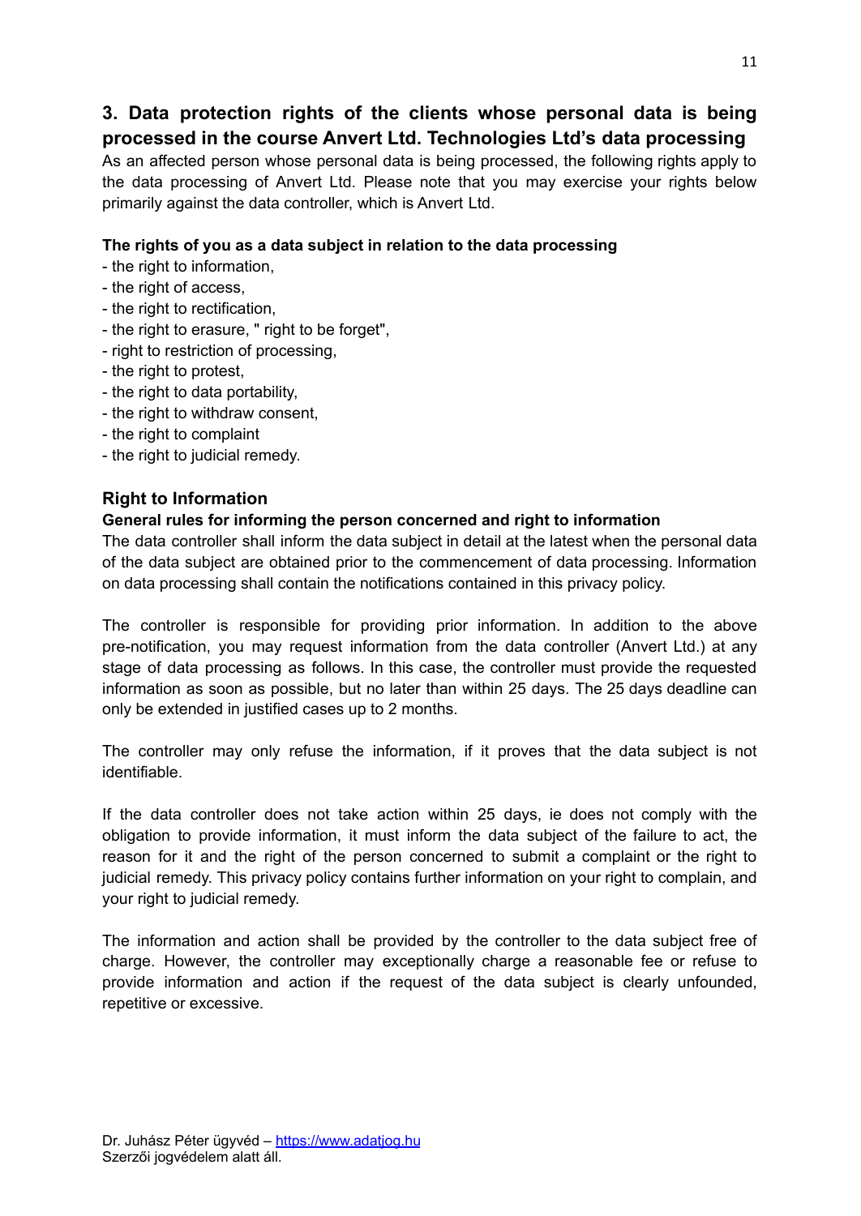## 3. Data protection rights of the clients whose personal data is being processed in the course Anvert Ltd. Technologies Ltd's data processing

As an affected person whose personal data is being processed, the following rights apply to the data processing of Anvert Ltd. Please note that you may exercise your rights below primarily against the data controller, which is Anvert Ltd.

**The rights of you as a data subject in relation to the data processing**

- the right to information,
- the right of access,
- the right to rectification,
- the right to erasure, " right to be forget",
- right to restriction of processing,
- the right to protest,
- the right to data portability,
- the right to withdraw consent,
- the right to complaint
- the right to judicial remedy.

### Right to Information

**General rules for informing the person concerned and right to information**

The data controller shall inform the data subject in detail at the latest when the personal data of the data subject are obtained prior to the commencement of data processing. Information on data processing shall contain the notifications contained in this privacy policy.

The controller is responsible for providing prior information. In addition to the above pre-notification, you may request information from the data controller (Anvert Ltd.) at any stage of data processing as follows. In this case, the controller must provide the requested information as soon as possible, but no later than within 25 days. The 25 days deadline can only be extended in justified cases up to 2 months.

The controller may only refuse the information, if it proves that the data subject is not identifiable.

If the data controller does not take action within 25 days, ie does not comply with the obligation to provide information, it must inform the data subject of the failure to act, the reason for it and the right of the person concerned to submit a complaint or the right to judicial remedy. This privacy policy contains further information on your right to complain, and your right to judicial remedy.

The information and action shall be provided by the controller to the data subject free of charge. However, the controller may exceptionally charge a reasonable fee or refuse to provide information and action if the request of the data subject is clearly unfounded, repetitive or excessive.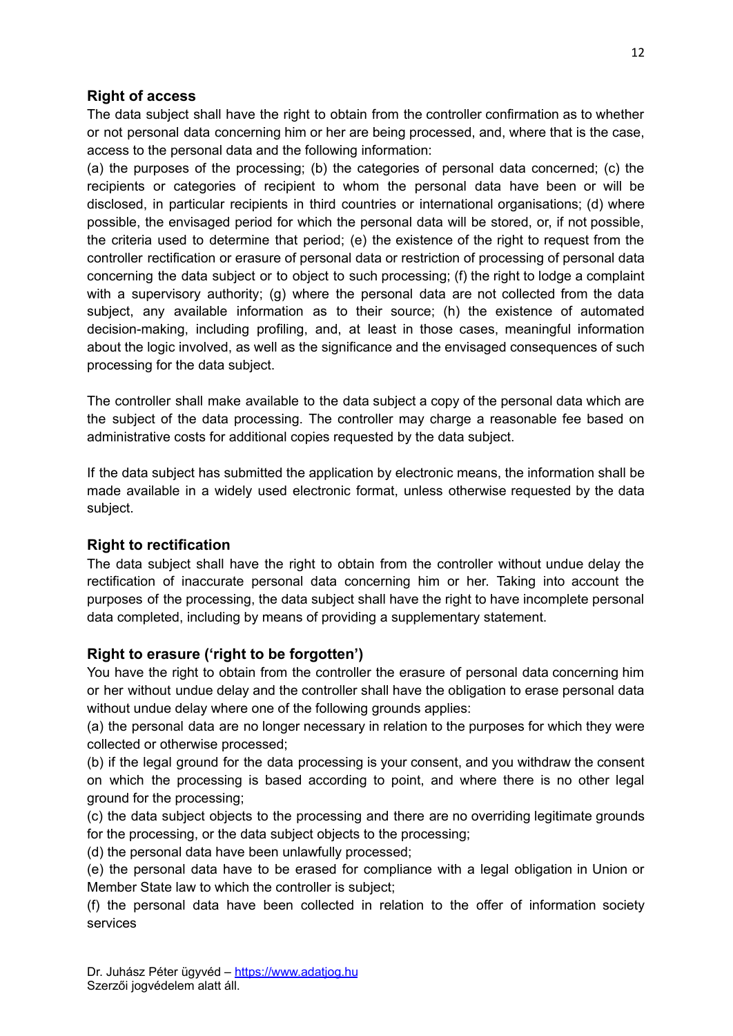## Right of access

The data subject shall have the right to obtain from the controller confirmation as to whether or not personal data concerning him or her are being processed, and, where that is the case, access to the personal data and the following information:

(a) the purposes of the processing; (b) the categories of personal data concerned; (c) the recipients or categories of recipient to whom the personal data have been or will be disclosed, in particular recipients in third countries or international organisations; (d) where possible, the envisaged period for which the personal data will be stored, or, if not possible, the criteria used to determine that period; (e) the existence of the right to request from the controller rectification or erasure of personal data or restriction of processing of personal data concerning the data subject or to object to such processing; (f) the right to lodge a complaint with a supervisory authority; (g) where the personal data are not collected from the data subject, any available information as to their source; (h) the existence of automated decision-making, including profiling, and, at least in those cases, meaningful information about the logic involved, as well as the significance and the envisaged consequences of such processing for the data subject.

The controller shall make available to the data subject a copy of the personal data which are the subject of the data processing. The controller may charge a reasonable fee based on administrative costs for additional copies requested by the data subject.

If the data subject has submitted the application by electronic means, the information shall be made available in a widely used electronic format, unless otherwise requested by the data subject.

## Right to rectification

The data subject shall have the right to obtain from the controller without undue delay the rectification of inaccurate personal data concerning him or her. Taking into account the purposes of the processing, the data subject shall have the right to have incomplete personal data completed, including by means of providing a supplementary statement.

## Right to erasure ('right to be forgotten')

You have the right to obtain from the controller the erasure of personal data concerning him or her without undue delay and the controller shall have the obligation to erase personal data without undue delay where one of the following grounds applies:

(a) the personal data are no longer necessary in relation to the purposes for which they were collected or otherwise processed;

(b) if the legal ground for the data processing is your consent, and you withdraw the consent on which the processing is based according to point, and where there is no other legal ground for the processing;

(c) the data subject objects to the processing and there are no overriding legitimate grounds for the processing, or the data subject objects to the processing;

(d) the personal data have been unlawfully processed;

(e) the personal data have to be erased for compliance with a legal obligation in Union or Member State law to which the controller is subject;

(f) the personal data have been collected in relation to the offer of information society services

Dr. Juhász Péter ügyvéd – https://www.adatjog.hu
Szerzői jogvédelem alatt áll.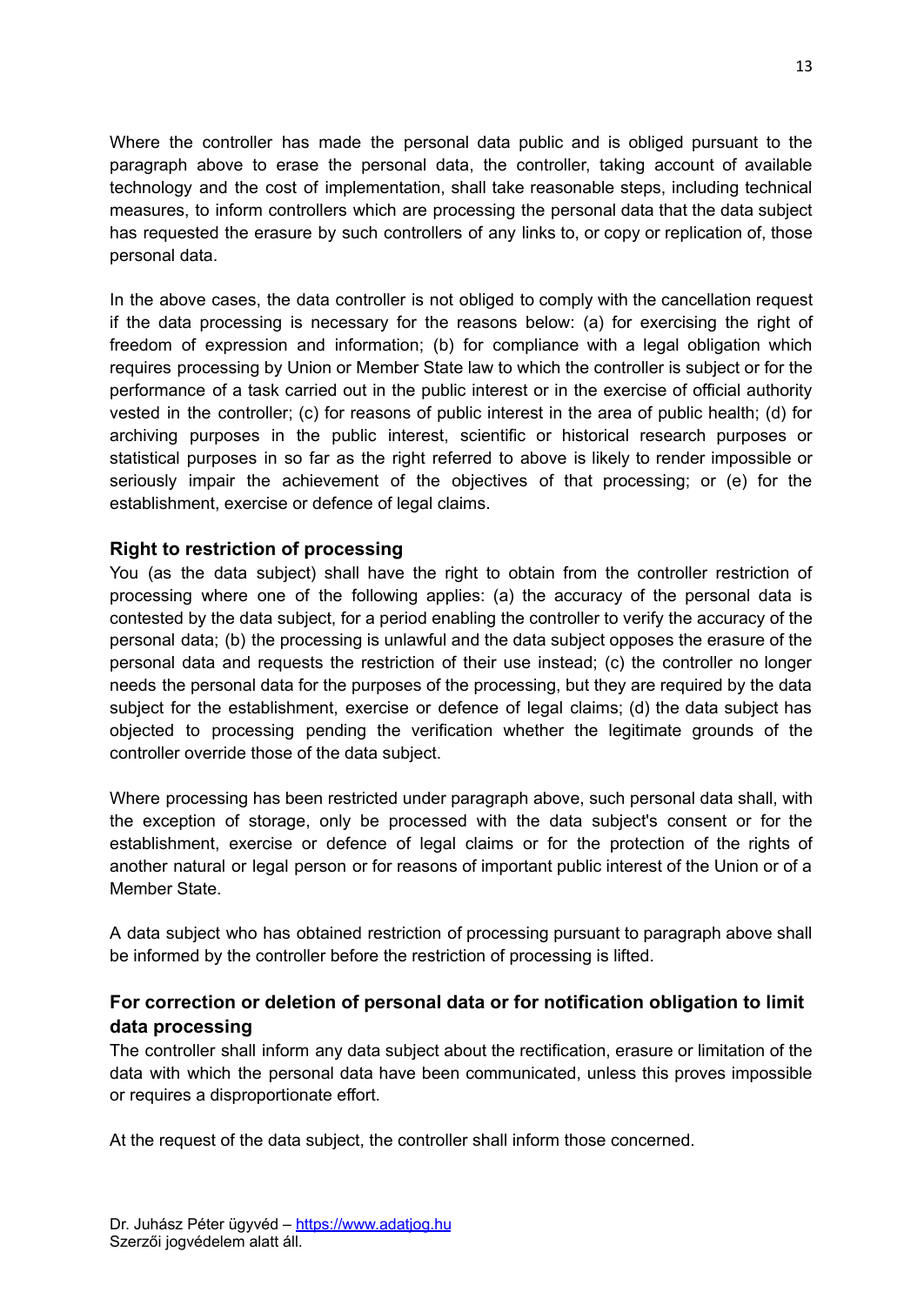Where the controller has made the personal data public and is obliged pursuant to the paragraph above to erase the personal data, the controller, taking account of available technology and the cost of implementation, shall take reasonable steps, including technical measures, to inform controllers which are processing the personal data that the data subject has requested the erasure by such controllers of any links to, or copy or replication of, those personal data.

In the above cases, the data controller is not obliged to comply with the cancellation request if the data processing is necessary for the reasons below: (a) for exercising the right of freedom of expression and information; (b) for compliance with a legal obligation which requires processing by Union or Member State law to which the controller is subject or for the performance of a task carried out in the public interest or in the exercise of official authority vested in the controller; (c) for reasons of public interest in the area of public health; (d) for archiving purposes in the public interest, scientific or historical research purposes or statistical purposes in so far as the right referred to above is likely to render impossible or seriously impair the achievement of the objectives of that processing; or (e) for the establishment, exercise or defence of legal claims.

### Right to restriction of processing

You (as the data subject) shall have the right to obtain from the controller restriction of processing where one of the following applies: (a) the accuracy of the personal data is contested by the data subject, for a period enabling the controller to verify the accuracy of the personal data; (b) the processing is unlawful and the data subject opposes the erasure of the personal data and requests the restriction of their use instead; (c) the controller no longer needs the personal data for the purposes of the processing, but they are required by the data subject for the establishment, exercise or defence of legal claims; (d) the data subject has objected to processing pending the verification whether the legitimate grounds of the controller override those of the data subject.

Where processing has been restricted under paragraph above, such personal data shall, with the exception of storage, only be processed with the data subject's consent or for the establishment, exercise or defence of legal claims or for the protection of the rights of another natural or legal person or for reasons of important public interest of the Union or of a Member State.

A data subject who has obtained restriction of processing pursuant to paragraph above shall be informed by the controller before the restriction of processing is lifted.

### For correction or deletion of personal data or for notification obligation to limit data processing

The controller shall inform any data subject about the rectification, erasure or limitation of the data with which the personal data have been communicated, unless this proves impossible or requires a disproportionate effort.

At the request of the data subject, the controller shall inform those concerned.

Dr. Juhász Péter ügyvéd – https://www.adatjog.hu
Szerzői jogvédelem alatt áll.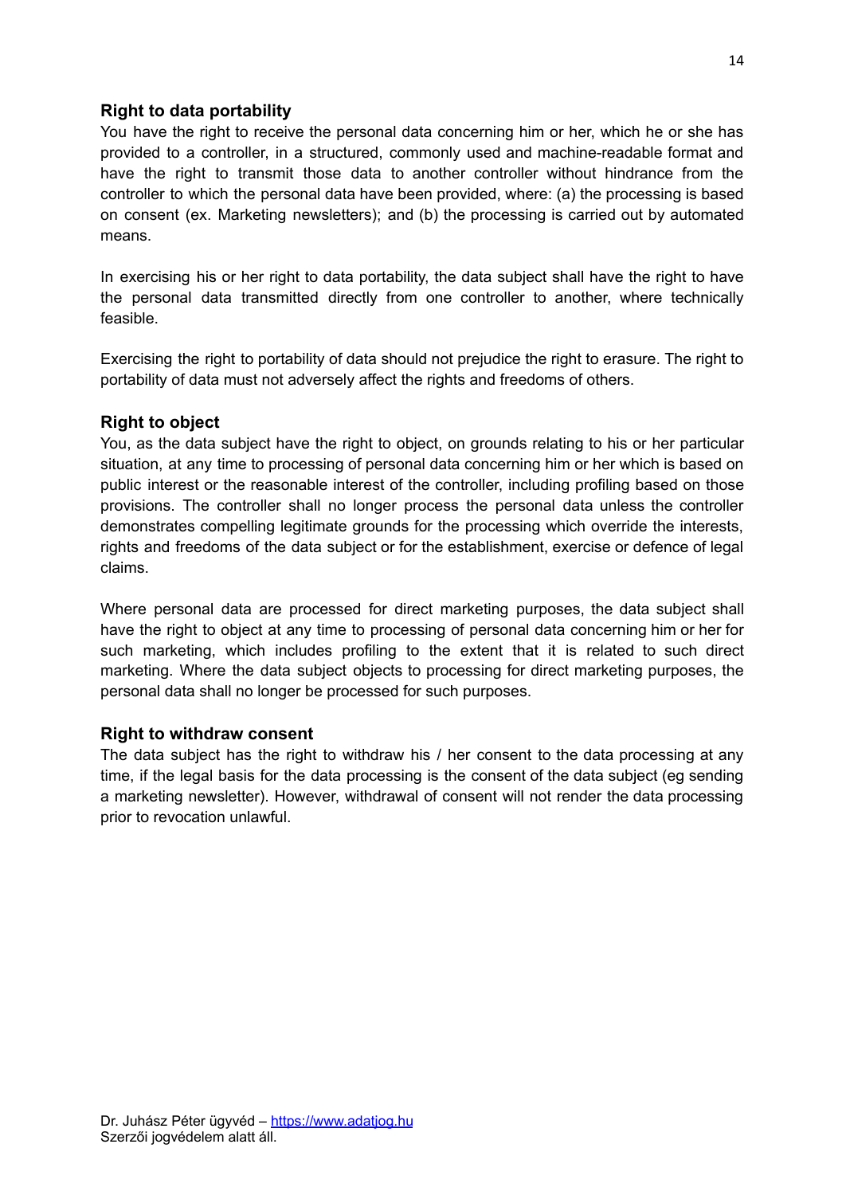### Right to data portability

You have the right to receive the personal data concerning him or her, which he or she has provided to a controller, in a structured, commonly used and machine-readable format and have the right to transmit those data to another controller without hindrance from the controller to which the personal data have been provided, where: (a) the processing is based on consent (ex. Marketing newsletters); and (b) the processing is carried out by automated means.

In exercising his or her right to data portability, the data subject shall have the right to have the personal data transmitted directly from one controller to another, where technically feasible.

Exercising the right to portability of data should not prejudice the right to erasure. The right to portability of data must not adversely affect the rights and freedoms of others.

### Right to object

You, as the data subject have the right to object, on grounds relating to his or her particular situation, at any time to processing of personal data concerning him or her which is based on public interest or the reasonable interest of the controller, including profiling based on those provisions. The controller shall no longer process the personal data unless the controller demonstrates compelling legitimate grounds for the processing which override the interests, rights and freedoms of the data subject or for the establishment, exercise or defence of legal claims.

Where personal data are processed for direct marketing purposes, the data subject shall have the right to object at any time to processing of personal data concerning him or her for such marketing, which includes profiling to the extent that it is related to such direct marketing. Where the data subject objects to processing for direct marketing purposes, the personal data shall no longer be processed for such purposes.

### Right to withdraw consent

The data subject has the right to withdraw his / her consent to the data processing at any time, if the legal basis for the data processing is the consent of the data subject (eg sending a marketing newsletter). However, withdrawal of consent will not render the data processing prior to revocation unlawful.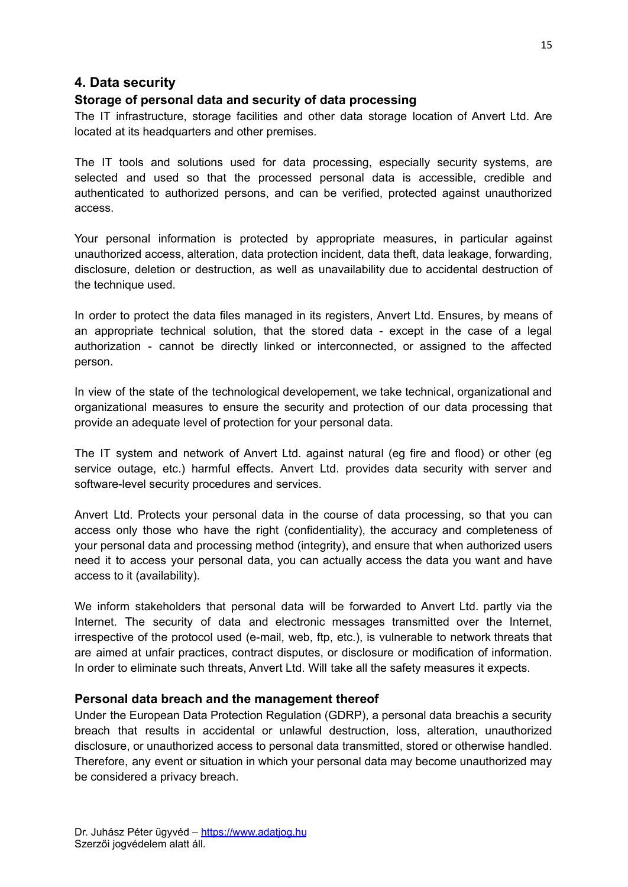## 4. Data security

### Storage of personal data and security of data processing

The IT infrastructure, storage facilities and other data storage location of Anvert Ltd. Are located at its headquarters and other premises.

The IT tools and solutions used for data processing, especially security systems, are selected and used so that the processed personal data is accessible, credible and authenticated to authorized persons, and can be verified, protected against unauthorized access.

Your personal information is protected by appropriate measures, in particular against unauthorized access, alteration, data protection incident, data theft, data leakage, forwarding, disclosure, deletion or destruction, as well as unavailability due to accidental destruction of the technique used.

In order to protect the data files managed in its registers, Anvert Ltd. Ensures, by means of an appropriate technical solution, that the stored data - except in the case of a legal authorization - cannot be directly linked or interconnected, or assigned to the affected person.

In view of the state of the technological developement, we take technical, organizational and organizational measures to ensure the security and protection of our data processing that provide an adequate level of protection for your personal data.

The IT system and network of Anvert Ltd. against natural (eg fire and flood) or other (eg service outage, etc.) harmful effects. Anvert Ltd. provides data security with server and software-level security procedures and services.

Anvert Ltd. Protects your personal data in the course of data processing, so that you can access only those who have the right (confidentiality), the accuracy and completeness of your personal data and processing method (integrity), and ensure that when authorized users need it to access your personal data, you can actually access the data you want and have access to it (availability).

We inform stakeholders that personal data will be forwarded to Anvert Ltd. partly via the Internet. The security of data and electronic messages transmitted over the Internet, irrespective of the protocol used (e-mail, web, ftp, etc.), is vulnerable to network threats that are aimed at unfair practices, contract disputes, or disclosure or modification of information. In order to eliminate such threats, Anvert Ltd. Will take all the safety measures it expects.

### Personal data breach and the management thereof

Under the European Data Protection Regulation (GDRP), a personal data breachis a security breach that results in accidental or unlawful destruction, loss, alteration, unauthorized disclosure, or unauthorized access to personal data transmitted, stored or otherwise handled. Therefore, any event or situation in which your personal data may become unauthorized may be considered a privacy breach.

Dr. Juhász Péter ügyvéd – https://www.adatjog.hu
Szerzői jogvédelem alatt áll.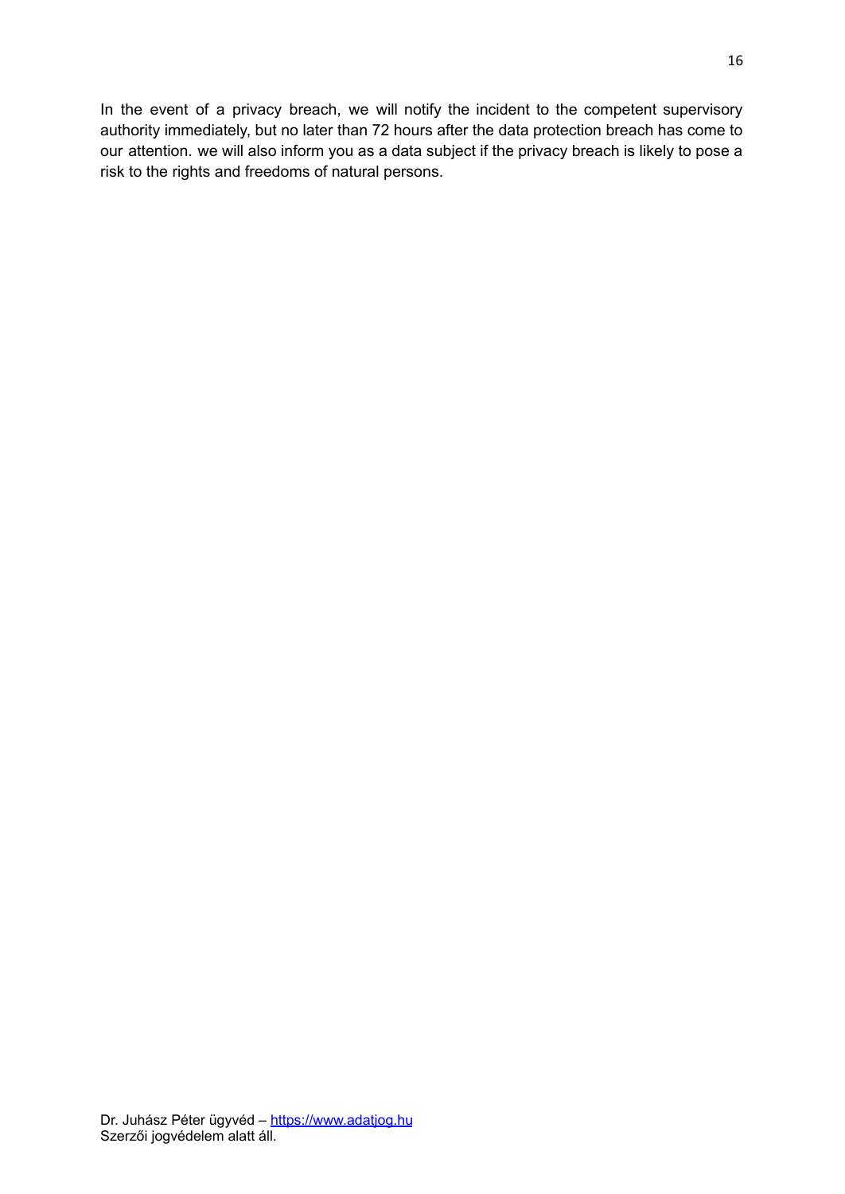In the event of a privacy breach, we will notify the incident to the competent supervisory authority immediately, but no later than 72 hours after the data protection breach has come to our attention. we will also inform you as a data subject if the privacy breach is likely to pose a risk to the rights and freedoms of natural persons.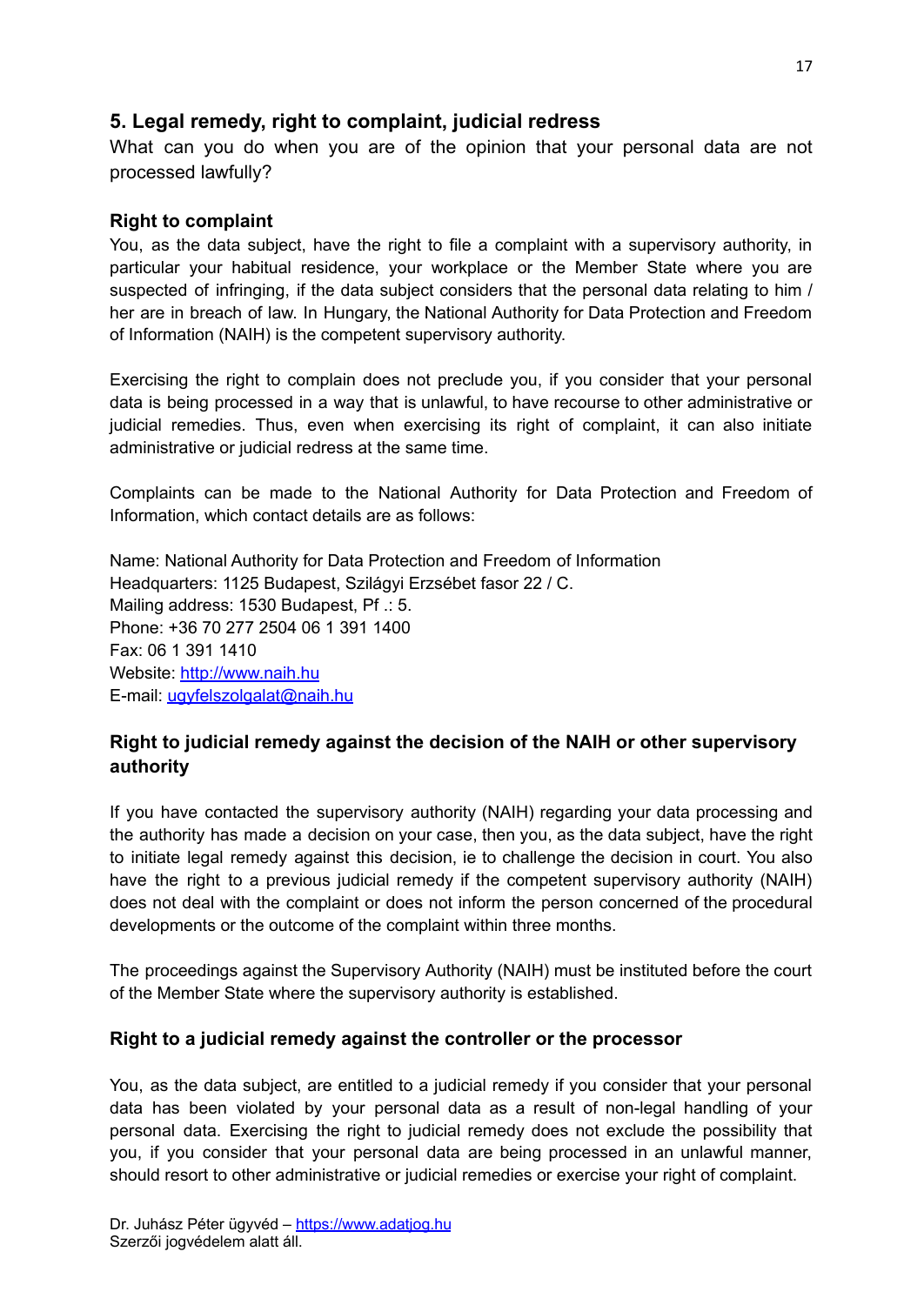## 5. Legal remedy, right to complaint, judicial redress

What can you do when you are of the opinion that your personal data are not processed lawfully?

### Right to complaint

You, as the data subject, have the right to file a complaint with a supervisory authority, in particular your habitual residence, your workplace or the Member State where you are suspected of infringing, if the data subject considers that the personal data relating to him / her are in breach of law. In Hungary, the National Authority for Data Protection and Freedom of Information (NAIH) is the competent supervisory authority.

Exercising the right to complain does not preclude you, if you consider that your personal data is being processed in a way that is unlawful, to have recourse to other administrative or judicial remedies. Thus, even when exercising its right of complaint, it can also initiate administrative or judicial redress at the same time.

Complaints can be made to the National Authority for Data Protection and Freedom of Information, which contact details are as follows:

Name: National Authority for Data Protection and Freedom of Information
Headquarters: 1125 Budapest, Szilágyi Erzsébet fasor 22 / C.
Mailing address: 1530 Budapest, Pf .: 5.
Phone: +36 70 277 2504 06 1 391 1400
Fax: 06 1 391 1410
Website: [http://www.naih.hu](http://www.naih.hu)
E-mail: [ugyfelszolgalat@naih.hu](mailto:ugyfelszolgalat@naih.hu)

### Right to judicial remedy against the decision of the NAIH or other supervisory authority

If you have contacted the supervisory authority (NAIH) regarding your data processing and the authority has made a decision on your case, then you, as the data subject, have the right to initiate legal remedy against this decision, ie to challenge the decision in court. You also have the right to a previous judicial remedy if the competent supervisory authority (NAIH) does not deal with the complaint or does not inform the person concerned of the procedural developments or the outcome of the complaint within three months.

The proceedings against the Supervisory Authority (NAIH) must be instituted before the court of the Member State where the supervisory authority is established.

### Right to a judicial remedy against the controller or the processor

You, as the data subject, are entitled to a judicial remedy if you consider that your personal data has been violated by your personal data as a result of non-legal handling of your personal data. Exercising the right to judicial remedy does not exclude the possibility that you, if you consider that your personal data are being processed in an unlawful manner, should resort to other administrative or judicial remedies or exercise your right of complaint.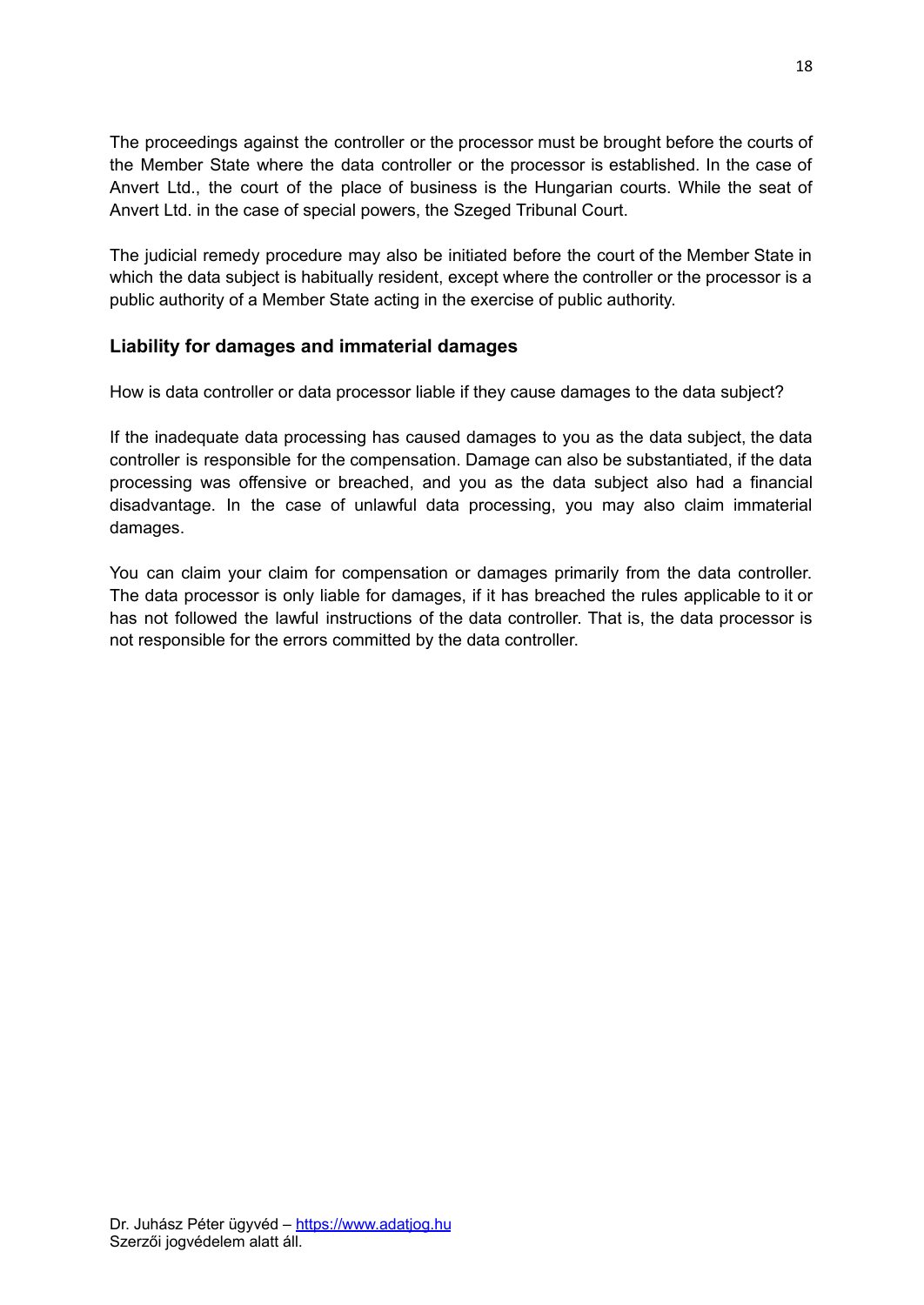The proceedings against the controller or the processor must be brought before the courts of the Member State where the data controller or the processor is established. In the case of Anvert Ltd., the court of the place of business is the Hungarian courts. While the seat of Anvert Ltd. in the case of special powers, the Szeged Tribunal Court.

The judicial remedy procedure may also be initiated before the court of the Member State in which the data subject is habitually resident, except where the controller or the processor is a public authority of a Member State acting in the exercise of public authority.

### Liability for damages and immaterial damages

How is data controller or data processor liable if they cause damages to the data subject?

If the inadequate data processing has caused damages to you as the data subject, the data controller is responsible for the compensation. Damage can also be substantiated, if the data processing was offensive or breached, and you as the data subject also had a financial disadvantage. In the case of unlawful data processing, you may also claim immaterial damages.

You can claim your claim for compensation or damages primarily from the data controller. The data processor is only liable for damages, if it has breached the rules applicable to it or has not followed the lawful instructions of the data controller. That is, the data processor is not responsible for the errors committed by the data controller.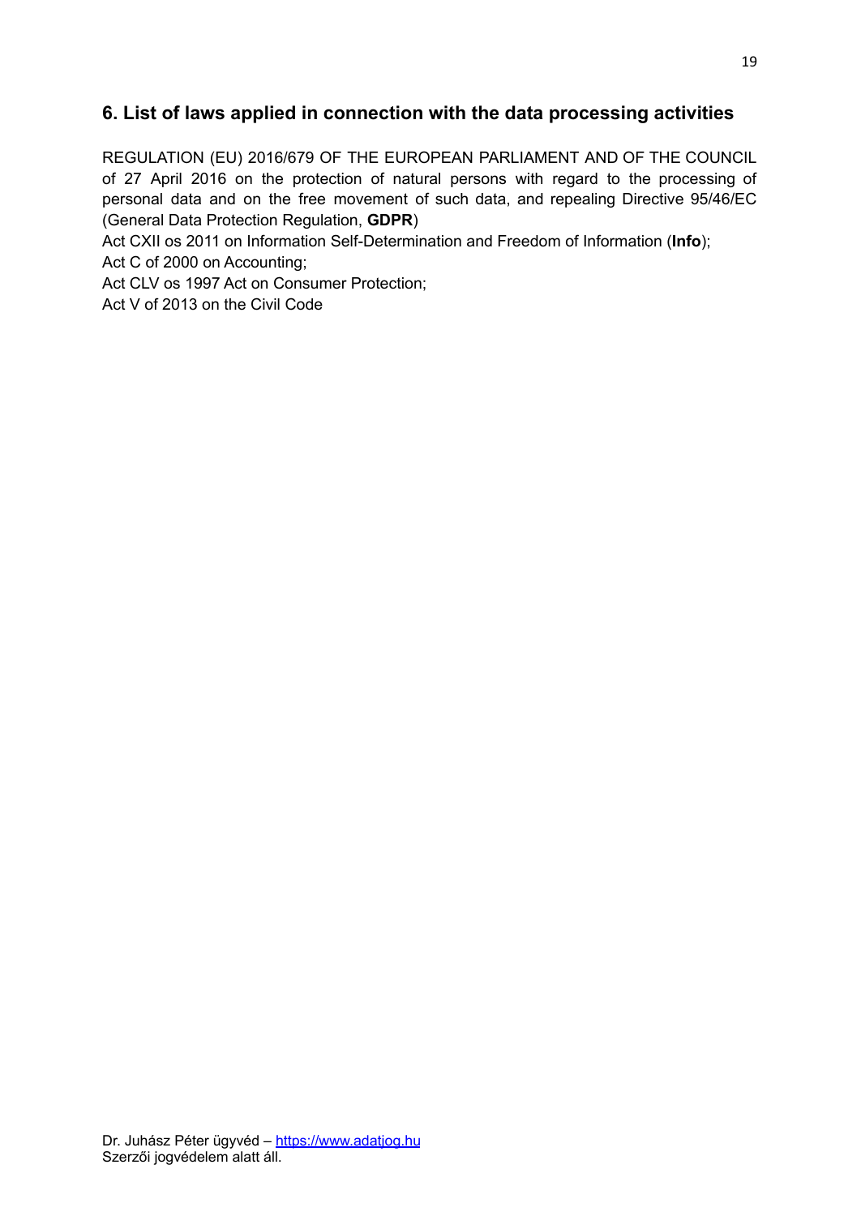## 6. List of laws applied in connection with the data processing activities

REGULATION (EU) 2016/679 OF THE EUROPEAN PARLIAMENT AND OF THE COUNCIL of 27 April 2016 on the protection of natural persons with regard to the processing of personal data and on the free movement of such data, and repealing Directive 95/46/EC (General Data Protection Regulation, **GDPR**)

Act CXII os 2011 on Information Self-Determination and Freedom of Information (**Info**);

Act C of 2000 on Accounting;

Act CLV os 1997 Act on Consumer Protection;

Act V of 2013 on the Civil Code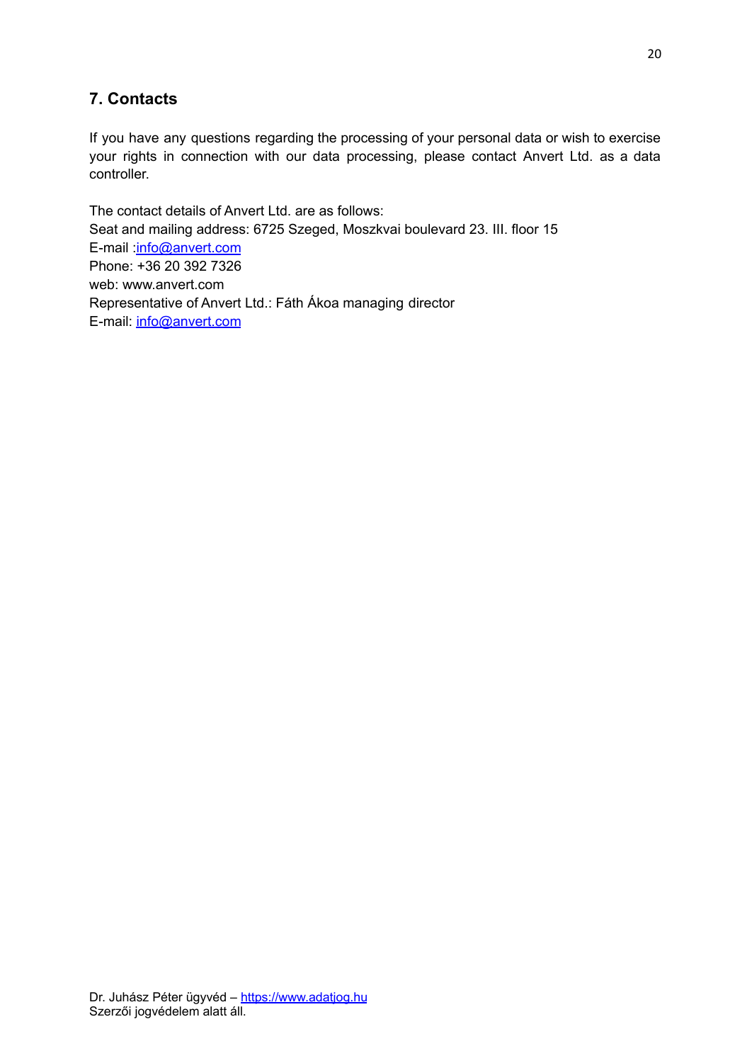## 7. Contacts

If you have any questions regarding the processing of your personal data or wish to exercise your rights in connection with our data processing, please contact Anvert Ltd. as a data controller.

The contact details of Anvert Ltd. are as follows:
Seat and mailing address: 6725 Szeged, Moszkvai boulevard 23. III. floor 15
E-mail :info@anvert.com
Phone: +36 20 392 7326
web: www.anvert.com
Representative of Anvert Ltd.: Fáth Ákoa managing director
E-mail: info@anvert.com